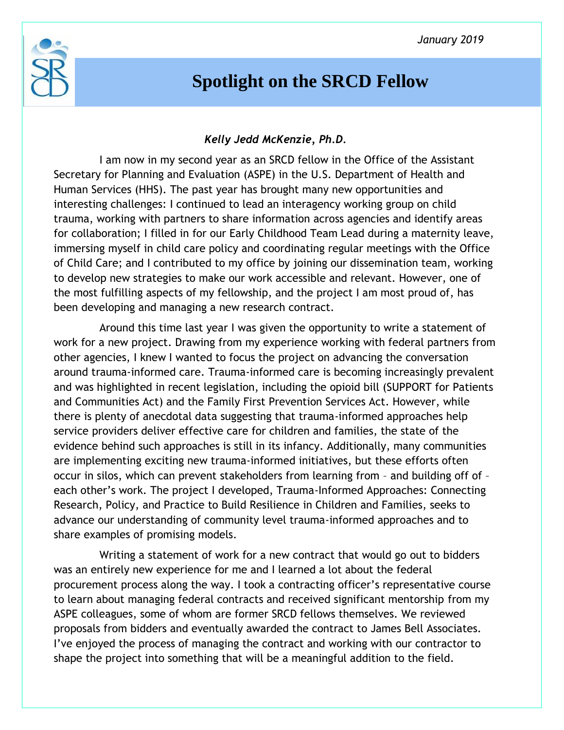January 2019

# Spotlight on the SRCD Fellow

***Kelly Jedd McKenzie, Ph.D.***

I am now in my second year as an SRCD fellow in the Office of the Assistant Secretary for Planning and Evaluation (ASPE) in the U.S. Department of Health and Human Services (HHS). The past year has brought many new opportunities and interesting challenges: I continued to lead an interagency working group on child trauma, working with partners to share information across agencies and identify areas for collaboration; I filled in for our Early Childhood Team Lead during a maternity leave, immersing myself in child care policy and coordinating regular meetings with the Office of Child Care; and I contributed to my office by joining our dissemination team, working to develop new strategies to make our work accessible and relevant. However, one of the most fulfilling aspects of my fellowship, and the project I am most proud of, has been developing and managing a new research contract.

Around this time last year I was given the opportunity to write a statement of work for a new project. Drawing from my experience working with federal partners from other agencies, I knew I wanted to focus the project on advancing the conversation around trauma-informed care. Trauma-informed care is becoming increasingly prevalent and was highlighted in recent legislation, including the opioid bill (SUPPORT for Patients and Communities Act) and the Family First Prevention Services Act. However, while there is plenty of anecdotal data suggesting that trauma-informed approaches help service providers deliver effective care for children and families, the state of the evidence behind such approaches is still in its infancy. Additionally, many communities are implementing exciting new trauma-informed initiatives, but these efforts often occur in silos, which can prevent stakeholders from learning from – and building off of – each other's work. The project I developed, Trauma-Informed Approaches: Connecting Research, Policy, and Practice to Build Resilience in Children and Families, seeks to advance our understanding of community level trauma-informed approaches and to share examples of promising models.

Writing a statement of work for a new contract that would go out to bidders was an entirely new experience for me and I learned a lot about the federal procurement process along the way. I took a contracting officer's representative course to learn about managing federal contracts and received significant mentorship from my ASPE colleagues, some of whom are former SRCD fellows themselves. We reviewed proposals from bidders and eventually awarded the contract to James Bell Associates. I've enjoyed the process of managing the contract and working with our contractor to shape the project into something that will be a meaningful addition to the field.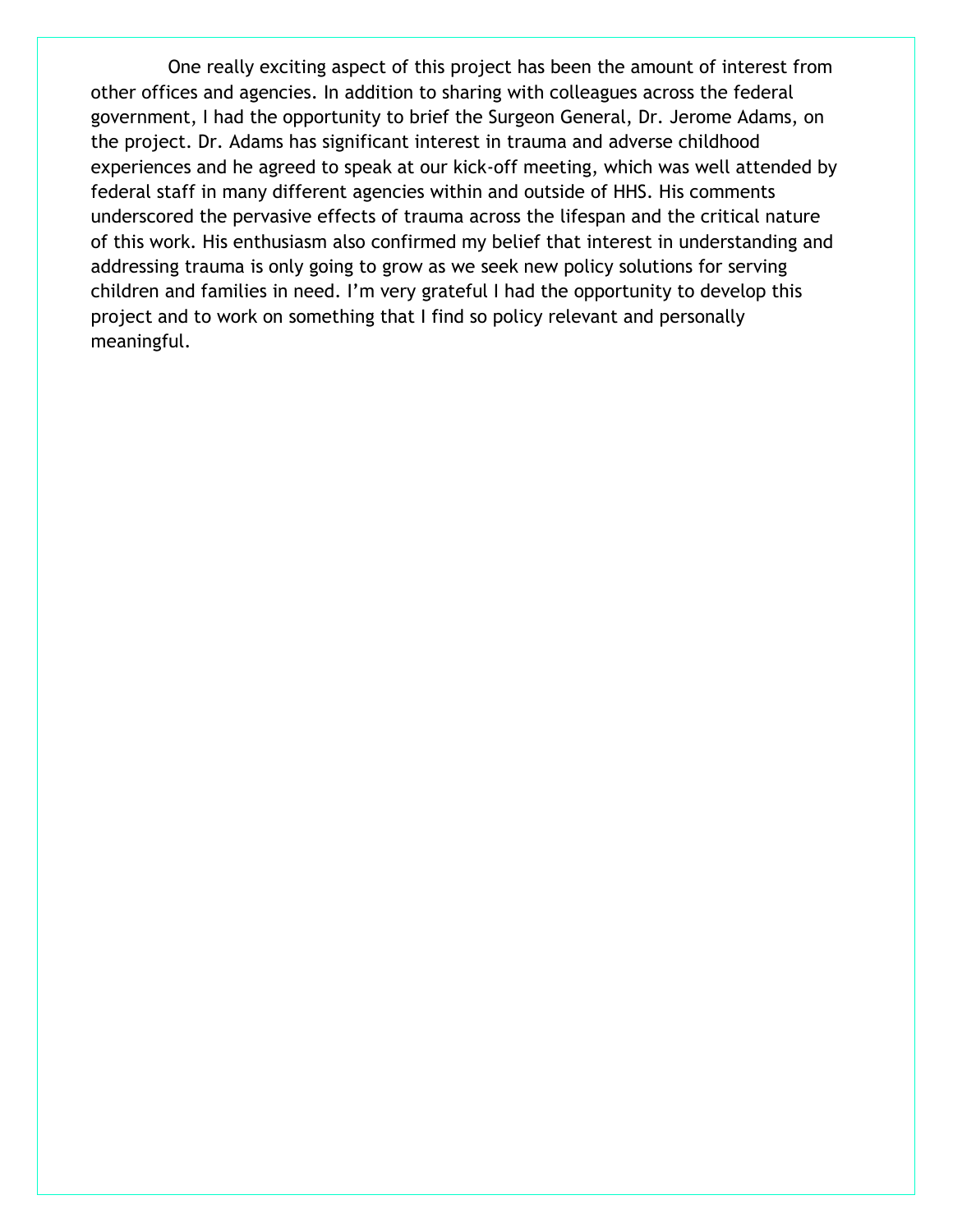One really exciting aspect of this project has been the amount of interest from other offices and agencies. In addition to sharing with colleagues across the federal government, I had the opportunity to brief the Surgeon General, Dr. Jerome Adams, on the project. Dr. Adams has significant interest in trauma and adverse childhood experiences and he agreed to speak at our kick-off meeting, which was well attended by federal staff in many different agencies within and outside of HHS. His comments underscored the pervasive effects of trauma across the lifespan and the critical nature of this work. His enthusiasm also confirmed my belief that interest in understanding and addressing trauma is only going to grow as we seek new policy solutions for serving children and families in need. I'm very grateful I had the opportunity to develop this project and to work on something that I find so policy relevant and personally meaningful.